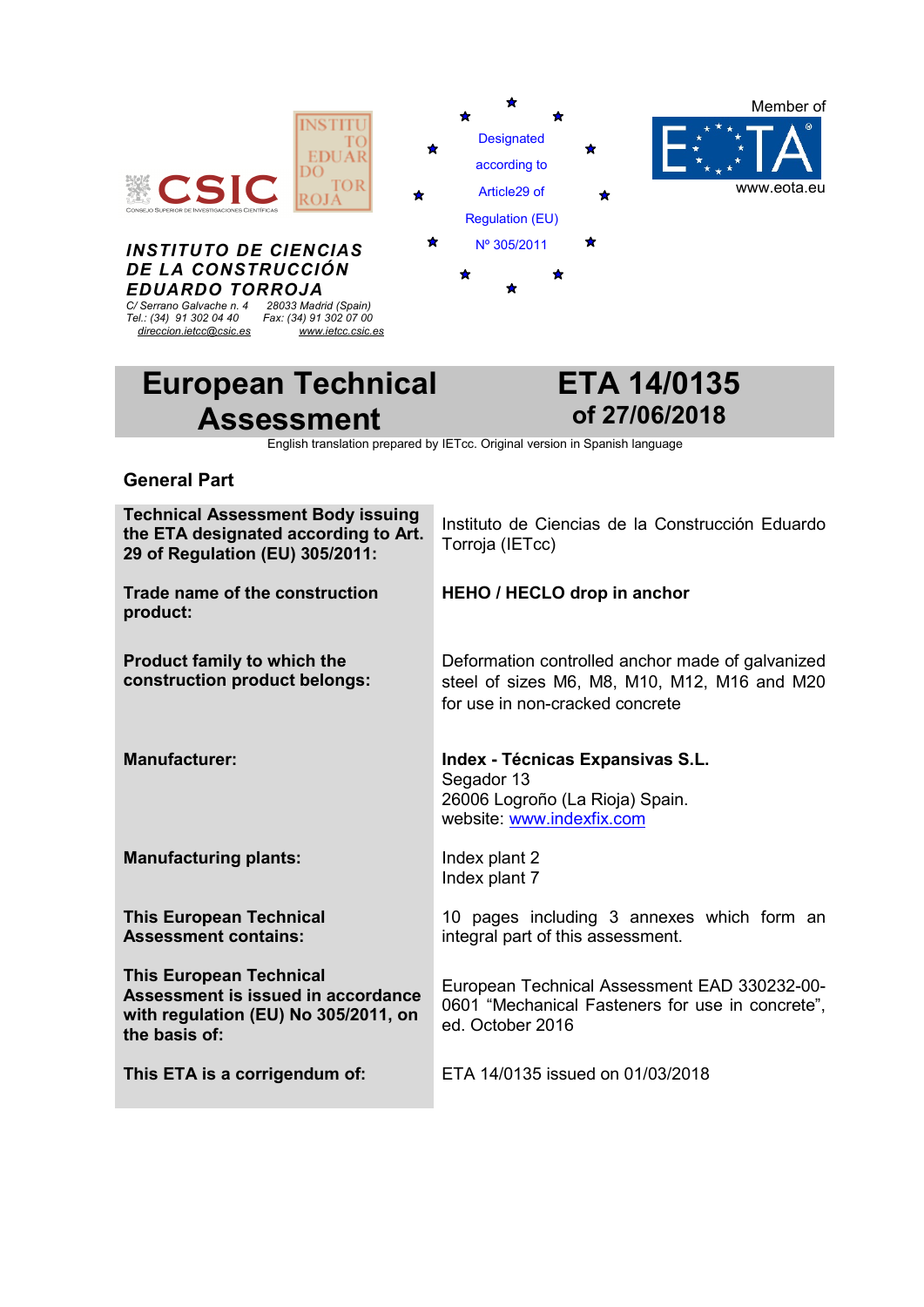CSIC

INSTITUTO EDUARDO TORROJA

***INSTITUTO DE CIENCIAS DE LA CONSTRUCCIÓN EDUARDO TORROJA***

*C/ Serrano Galvache n. 4 28033 Madrid (Spain)*
*Tel.: (34) 91 302 04 40 Fax: (34) 91 302 07 00*
*direccion.ietcc@csic.es www.ietcc.csic.es*

Designated according to Article29 of Regulation (EU) Nº 305/2011

Member of EOTA
www.eota.eu

# European Technical Assessment

# ETA 14/0135 of 27/06/2018

English translation prepared by IETcc. Original version in Spanish language

## General Part

| | |
|---|---|
| **Technical Assessment Body issuing the ETA designated according to Art. 29 of Regulation (EU) 305/2011:** | Instituto de Ciencias de la Construcción Eduardo Torroja (IETcc) |
| **Trade name of the construction product:** | **HEHO / HECLO drop in anchor** |
| **Product family to which the construction product belongs:** | Deformation controlled anchor made of galvanized steel of sizes M6, M8, M10, M12, M16 and M20 for use in non-cracked concrete |
| **Manufacturer:** | **Index - Técnicas Expansivas S.L.**<br>Segador 13<br>26006 Logroño (La Rioja) Spain.<br>website: www.indexfix.com |
| **Manufacturing plants:** | Index plant 2<br>Index plant 7 |
| **This European Technical Assessment contains:** | 10 pages including 3 annexes which form an integral part of this assessment. |
| **This European Technical Assessment is issued in accordance with regulation (EU) No 305/2011, on the basis of:** | European Technical Assessment EAD 330232-00-0601 "Mechanical Fasteners for use in concrete", ed. October 2016 |
| **This ETA is a corrigendum of:** | ETA 14/0135 issued on 01/03/2018 |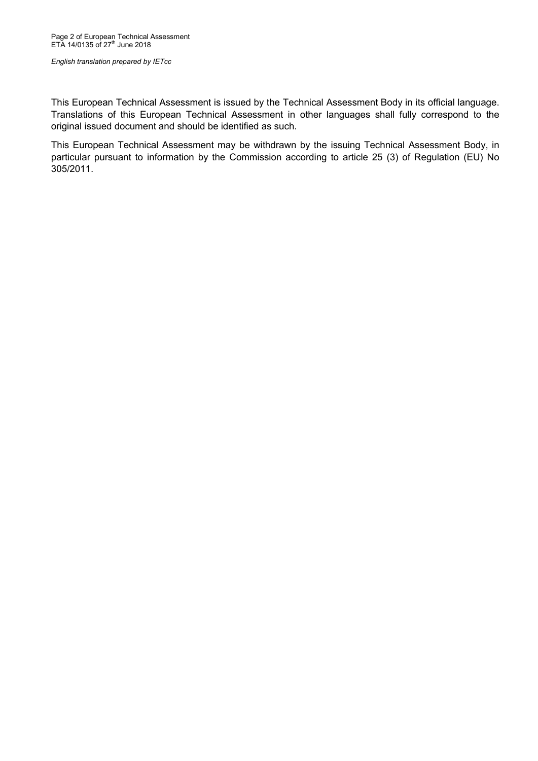This European Technical Assessment is issued by the Technical Assessment Body in its official language. Translations of this European Technical Assessment in other languages shall fully correspond to the original issued document and should be identified as such.

This European Technical Assessment may be withdrawn by the issuing Technical Assessment Body, in particular pursuant to information by the Commission according to article 25 (3) of Regulation (EU) No 305/2011.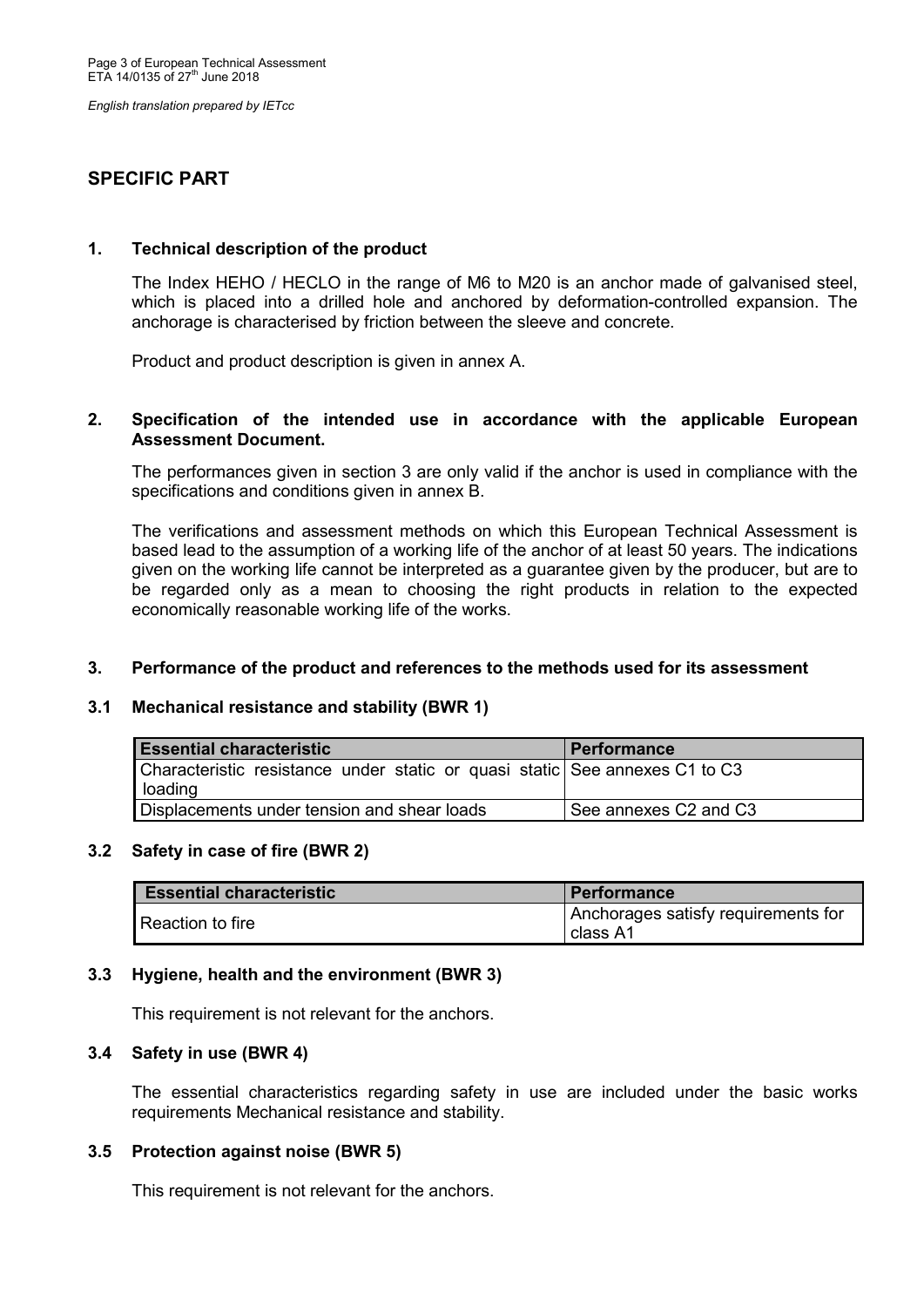## SPECIFIC PART

### 1. Technical description of the product

The Index HEHO / HECLO in the range of M6 to M20 is an anchor made of galvanised steel, which is placed into a drilled hole and anchored by deformation-controlled expansion. The anchorage is characterised by friction between the sleeve and concrete.

Product and product description is given in annex A.

### 2. Specification of the intended use in accordance with the applicable European Assessment Document.

The performances given in section 3 are only valid if the anchor is used in compliance with the specifications and conditions given in annex B.

The verifications and assessment methods on which this European Technical Assessment is based lead to the assumption of a working life of the anchor of at least 50 years. The indications given on the working life cannot be interpreted as a guarantee given by the producer, but are to be regarded only as a mean to choosing the right products in relation to the expected economically reasonable working life of the works.

### 3. Performance of the product and references to the methods used for its assessment

#### 3.1 Mechanical resistance and stability (BWR 1)

| Essential characteristic | Performance |
|---|---|
| Characteristic resistance under static or quasi static loading | See annexes C1 to C3 |
| Displacements under tension and shear loads | See annexes C2 and C3 |

#### 3.2 Safety in case of fire (BWR 2)

| Essential characteristic | Performance |
|---|---|
| Reaction to fire | Anchorages satisfy requirements for class A1 |

#### 3.3 Hygiene, health and the environment (BWR 3)

This requirement is not relevant for the anchors.

#### 3.4 Safety in use (BWR 4)

The essential characteristics regarding safety in use are included under the basic works requirements Mechanical resistance and stability.

#### 3.5 Protection against noise (BWR 5)

This requirement is not relevant for the anchors.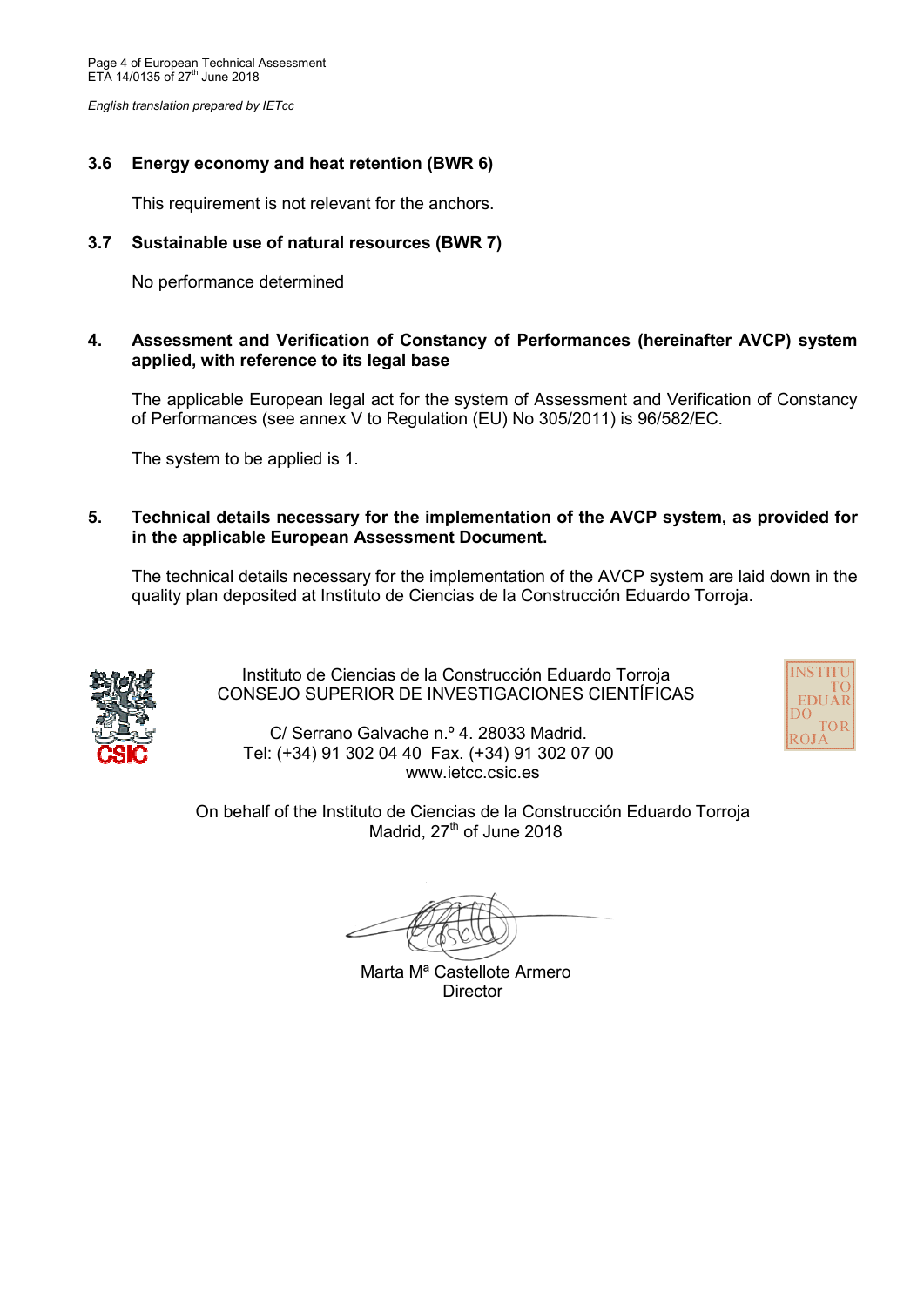### 3.6 Energy economy and heat retention (BWR 6)

This requirement is not relevant for the anchors.

### 3.7 Sustainable use of natural resources (BWR 7)

No performance determined

## 4. Assessment and Verification of Constancy of Performances (hereinafter AVCP) system applied, with reference to its legal base

The applicable European legal act for the system of Assessment and Verification of Constancy of Performances (see annex V to Regulation (EU) No 305/2011) is 96/582/EC.

The system to be applied is 1.

## 5. Technical details necessary for the implementation of the AVCP system, as provided for in the applicable European Assessment Document.

The technical details necessary for the implementation of the AVCP system are laid down in the quality plan deposited at Instituto de Ciencias de la Construcción Eduardo Torroja.

Instituto de Ciencias de la Construcción Eduardo Torroja
CONSEJO SUPERIOR DE INVESTIGACIONES CIENTÍFICAS

C/ Serrano Galvache n.º 4. 28033 Madrid.
Tel: (+34) 91 302 04 40 Fax. (+34) 91 302 07 00
www.ietcc.csic.es

On behalf of the Instituto de Ciencias de la Construcción Eduardo Torroja
Madrid, 27th of June 2018

Marta Mª Castellote Armero
Director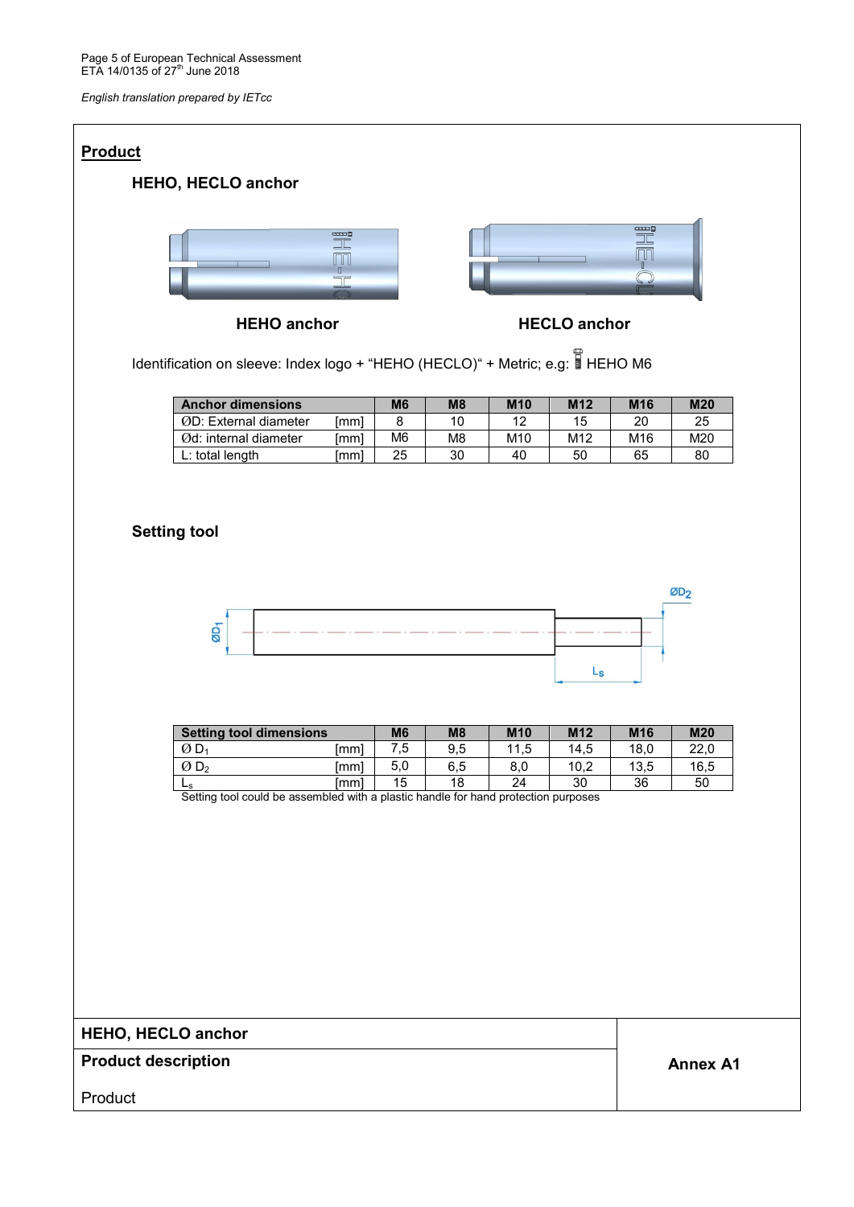*English translation prepared by IETcc*

## Product

### HEHO, HECLO anchor

**HEHO anchor** **HECLO anchor**

Identification on sleeve: Index logo + "HEHO (HECLO)" + Metric; e.g.: HEHO M6

| Anchor dimensions | | M6 | M8 | M10 | M12 | M16 | M20 |
|---|---|---|---|---|---|---|---|
| ØD: External diameter | [mm] | 8 | 10 | 12 | 15 | 20 | 25 |
| Ød: internal diameter | [mm] | M6 | M8 | M10 | M12 | M16 | M20 |
| L: total length | [mm] | 25 | 30 | 40 | 50 | 65 | 80 |

### Setting tool

| Setting tool dimensions | | M6 | M8 | M10 | M12 | M16 | M20 |
|---|---|---|---|---|---|---|---|
| Ø $D_1$ | [mm] | 7,5 | 9,5 | 11,5 | 14,5 | 18,0 | 22,0 |
| Ø $D_2$ | [mm] | 5,0 | 6,5 | 8,0 | 10,2 | 13,5 | 16,5 |
| $L_s$ | [mm] | 15 | 18 | 24 | 30 | 36 | 50 |

Setting tool could be assembled with a plastic handle for hand protection purposes

| **HEHO, HECLO anchor** | |
|---|---|
| **Product description** | **Annex A1** |
| Product | |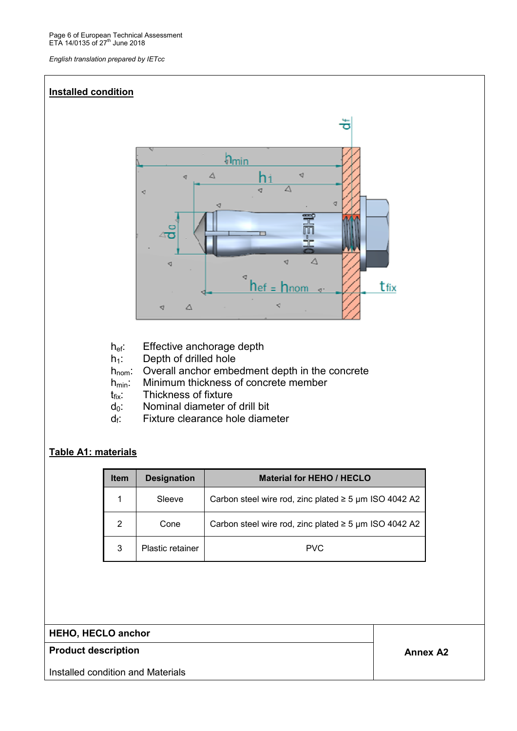**Installed condition**

$h_{ef}$: Effective anchorage depth
$h_1$: Depth of drilled hole
$h_{nom}$: Overall anchor embedment depth in the concrete
$h_{min}$: Minimum thickness of concrete member
$t_{fix}$: Thickness of fixture
$d_0$: Nominal diameter of drill bit
$d_f$: Fixture clearance hole diameter

**Table A1: materials**

| Item | Designation | Material for HEHO / HECLO |
| --- | --- | --- |
| 1 | Sleeve | Carbon steel wire rod, zinc plated ≥ 5 µm ISO 4042 A2 |
| 2 | Cone | Carbon steel wire rod, zinc plated ≥ 5 µm ISO 4042 A2 |
| 3 | Plastic retainer | PVC |

| **HEHO, HECLO anchor** | **Annex A2** |
| --- | --- |
| **Product description** | |
| Installed condition and Materials | |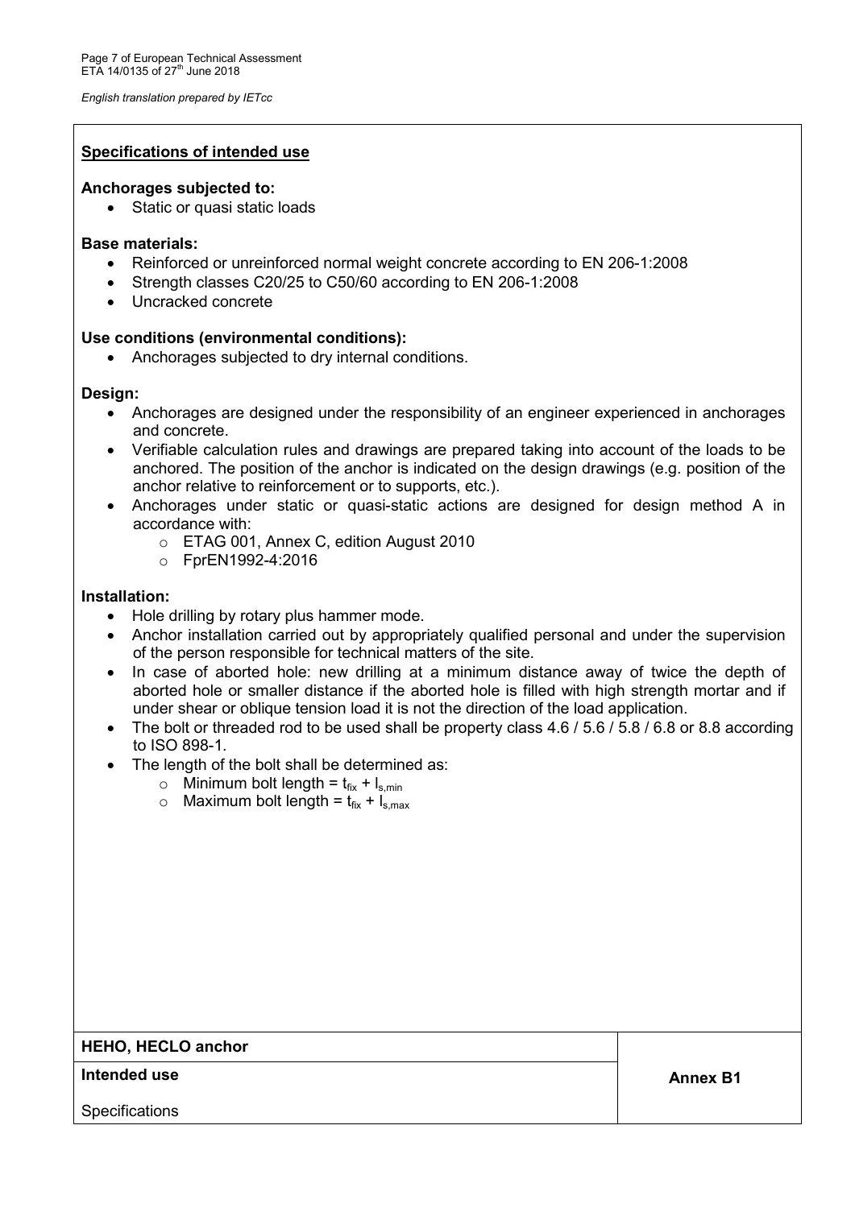## Specifications of intended use

**Anchorages subjected to:**

- Static or quasi static loads

**Base materials:**

- Reinforced or unreinforced normal weight concrete according to EN 206-1:2008
- Strength classes C20/25 to C50/60 according to EN 206-1:2008
- Uncracked concrete

**Use conditions (environmental conditions):**

- Anchorages subjected to dry internal conditions.

**Design:**

- Anchorages are designed under the responsibility of an engineer experienced in anchorages and concrete.
- Verifiable calculation rules and drawings are prepared taking into account of the loads to be anchored. The position of the anchor is indicated on the design drawings (e.g. position of the anchor relative to reinforcement or to supports, etc.).
- Anchorages under static or quasi-static actions are designed for design method A in accordance with:
  - ETAG 001, Annex C, edition August 2010
  - FprEN1992-4:2016

**Installation:**

- Hole drilling by rotary plus hammer mode.
- Anchor installation carried out by appropriately qualified personal and under the supervision of the person responsible for technical matters of the site.
- In case of aborted hole: new drilling at a minimum distance away of twice the depth of aborted hole or smaller distance if the aborted hole is filled with high strength mortar and if under shear or oblique tension load it is not the direction of the load application.
- The bolt or threaded rod to be used shall be property class 4.6 / 5.6 / 5.8 / 6.8 or 8.8 according to ISO 898-1.
- The length of the bolt shall be determined as:
  - Minimum bolt length = $t_{fix} + l_{s,min}$
  - Maximum bolt length = $t_{fix} + l_{s,max}$

| HEHO, HECLO anchor | Annex B1 |
|---|---|
| **Intended use**<br>Specifications | |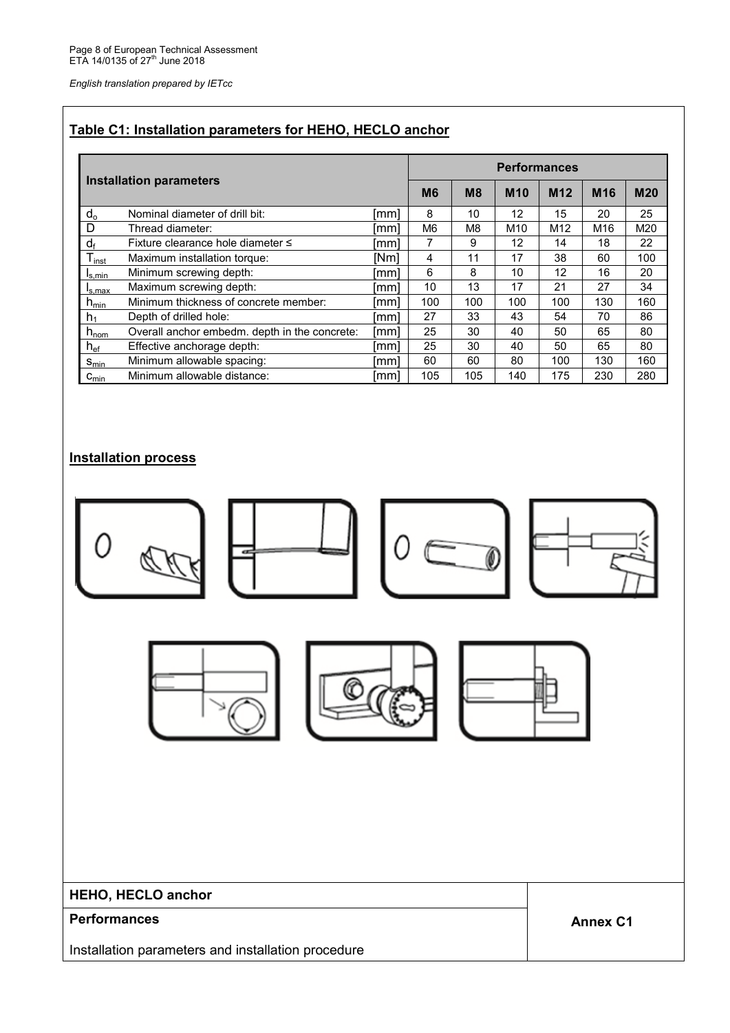*English translation prepared by IETcc*

## Table C1: Installation parameters for HEHO, HECLO anchor

| Installation parameters | | | Performances | | | | | |
|---|---|---|---|---|---|---|---|---|
| | | | M6 | M8 | M10 | M12 | M16 | M20 |
| $d_o$ | Nominal diameter of drill bit: | [mm] | 8 | 10 | 12 | 15 | 20 | 25 |
| D | Thread diameter: | [mm] | M6 | M8 | M10 | M12 | M16 | M20 |
| $d_f$ | Fixture clearance hole diameter ≤ | [mm] | 7 | 9 | 12 | 14 | 18 | 22 |
| $T_{inst}$ | Maximum installation torque: | [Nm] | 4 | 11 | 17 | 38 | 60 | 100 |
| $l_{s,min}$ | Minimum screwing depth: | [mm] | 6 | 8 | 10 | 12 | 16 | 20 |
| $l_{s,max}$ | Maximum screwing depth: | [mm] | 10 | 13 | 17 | 21 | 27 | 34 |
| $h_{min}$ | Minimum thickness of concrete member: | [mm] | 100 | 100 | 100 | 100 | 130 | 160 |
| $h_1$ | Depth of drilled hole: | [mm] | 27 | 33 | 43 | 54 | 70 | 86 |
| $h_{nom}$ | Overall anchor embedm. depth in the concrete: | [mm] | 25 | 30 | 40 | 50 | 65 | 80 |
| $h_{ef}$ | Effective anchorage depth: | [mm] | 25 | 30 | 40 | 50 | 65 | 80 |
| $s_{min}$ | Minimum allowable spacing: | [mm] | 60 | 60 | 80 | 100 | 130 | 160 |
| $c_{min}$ | Minimum allowable distance: | [mm] | 105 | 105 | 140 | 175 | 230 | 280 |

## Installation process

| HEHO, HECLO anchor | |
|---|---|
| **Performances** | **Annex C1** |
| Installation parameters and installation procedure | |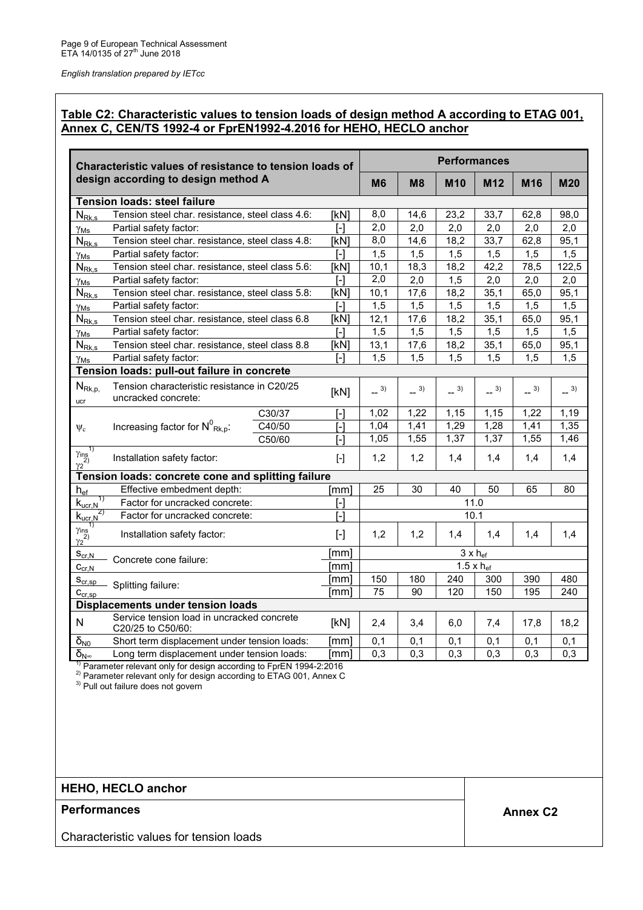*English translation prepared by IETcc*

## Table C2: Characteristic values to tension loads of design method A according to ETAG 001, Annex C, CEN/TS 1992-4 or FprEN1992-4.2016 for HEHO, HECLO anchor

| Characteristic values of resistance to tension loads of design according to design method A | | | | Performances | | | | | |
|---|---|---|---|---|---|---|---|---|---|
| | | | | M6 | M8 | M10 | M12 | M16 | M20 |
| **Tension loads: steel failure** | | | | | | | | | |
| $N_{Rk,s}$ | Tension steel char. resistance, steel class 4.6: | | [kN] | 8,0 | 14,6 | 23,2 | 33,7 | 62,8 | 98,0 |
| $\gamma_{Ms}$ | Partial safety factor: | | [-] | 2,0 | 2,0 | 2,0 | 2,0 | 2,0 | 2,0 |
| $N_{Rk,s}$ | Tension steel char. resistance, steel class 4.8: | | [kN] | 8,0 | 14,6 | 18,2 | 33,7 | 62,8 | 95,1 |
| $\gamma_{Ms}$ | Partial safety factor: | | [-] | 1,5 | 1,5 | 1,5 | 1,5 | 1,5 | 1,5 |
| $N_{Rk,s}$ | Tension steel char. resistance, steel class 5.6: | | [kN] | 10,1 | 18,3 | 18,2 | 42,2 | 78,5 | 122,5 |
| $\gamma_{Ms}$ | Partial safety factor: | | [-] | 2,0 | 2,0 | 1,5 | 2,0 | 2,0 | 2,0 |
| $N_{Rk,s}$ | Tension steel char. resistance, steel class 5.8: | | [kN] | 10,1 | 17,6 | 18,2 | 35,1 | 65,0 | 95,1 |
| $\gamma_{Ms}$ | Partial safety factor: | | [-] | 1,5 | 1,5 | 1,5 | 1,5 | 1,5 | 1,5 |
| $N_{Rk,s}$ | Tension steel char. resistance, steel class 6.8 | | [kN] | 12,1 | 17,6 | 18,2 | 35,1 | 65,0 | 95,1 |
| $\gamma_{Ms}$ | Partial safety factor: | | [-] | 1,5 | 1,5 | 1,5 | 1,5 | 1,5 | 1,5 |
| $N_{Rk,s}$ | Tension steel char. resistance, steel class 8.8 | | [kN] | 13,1 | 17,6 | 18,2 | 35,1 | 65,0 | 95,1 |
| $\gamma_{Ms}$ | Partial safety factor: | | [-] | 1,5 | 1,5 | 1,5 | 1,5 | 1,5 | 1,5 |
| **Tension loads: pull-out failure in concrete** | | | | | | | | | |
| $N_{Rk,p,ucr}$ | Tension characteristic resistance in C20/25 uncracked concrete: | | [kN] | -- [3] | -- [3] | -- [3] | -- [3] | -- [3] | -- [3] |
| $\psi_c$ | Increasing factor for $N^0_{Rk,p}$: | C30/37 | [-] | 1,02 | 1,22 | 1,15 | 1,15 | 1,22 | 1,19 |
| | | C40/50 | [-] | 1,04 | 1,41 | 1,29 | 1,28 | 1,41 | 1,35 |
| | | C50/60 | [-] | 1,05 | 1,55 | 1,37 | 1,37 | 1,55 | 1,46 |
| $\gamma_{ins}$ [1] $\gamma_2$ [2] | Installation safety factor: | | [-] | 1,2 | 1,2 | 1,4 | 1,4 | 1,4 | 1,4 |
| **Tension loads: concrete cone and splitting failure** | | | | | | | | | |
| $h_{ef}$ | Effective embedment depth: | | [mm] | 25 | 30 | 40 | 50 | 65 | 80 |
| $k_{ucr,N}$ [1] | Factor for uncracked concrete: | | [-] | 11.0 | | | | | |
| $k_{ucr,N}$ [2] | Factor for uncracked concrete: | | [-] | 10.1 | | | | | |
| $\gamma_{ins}$ [1] $\gamma_2$ [2] | Installation safety factor: | | [-] | 1,2 | 1,2 | 1,4 | 1,4 | 1,4 | 1,4 |
| $s_{cr,N}$ | Concrete cone failure: | | [mm] | $3 \times h_{ef}$ | | | | | |
| $c_{cr,N}$ | | | [mm] | $1.5 \times h_{ef}$ | | | | | |
| $s_{cr,sp}$ | Splitting failure: | | [mm] | 150 | 180 | 240 | 300 | 390 | 480 |
| $c_{cr,sp}$ | | | [mm] | 75 | 90 | 120 | 150 | 195 | 240 |
| **Displacements under tension loads** | | | | | | | | | |
| N | Service tension load in uncracked concrete C20/25 to C50/60: | | [kN] | 2,4 | 3,4 | 6,0 | 7,4 | 17,8 | 18,2 |
| $\delta_{N0}$ | Short term displacement under tension loads: | | [mm] | 0,1 | 0,1 | 0,1 | 0,1 | 0,1 | 0,1 |
| $\delta_{N\infty}$ | Long term displacement under tension loads: | | [mm] | 0,3 | 0,3 | 0,3 | 0,3 | 0,3 | 0,3 |

[1] Parameter relevant only for design according to FprEN 1994-2:2016
[2] Parameter relevant only for design according to ETAG 001, Annex C
[3] Pull out failure does not govern

| HEHO, HECLO anchor | |
|---|---|
| **Performances** | **Annex C2** |
| Characteristic values for tension loads | |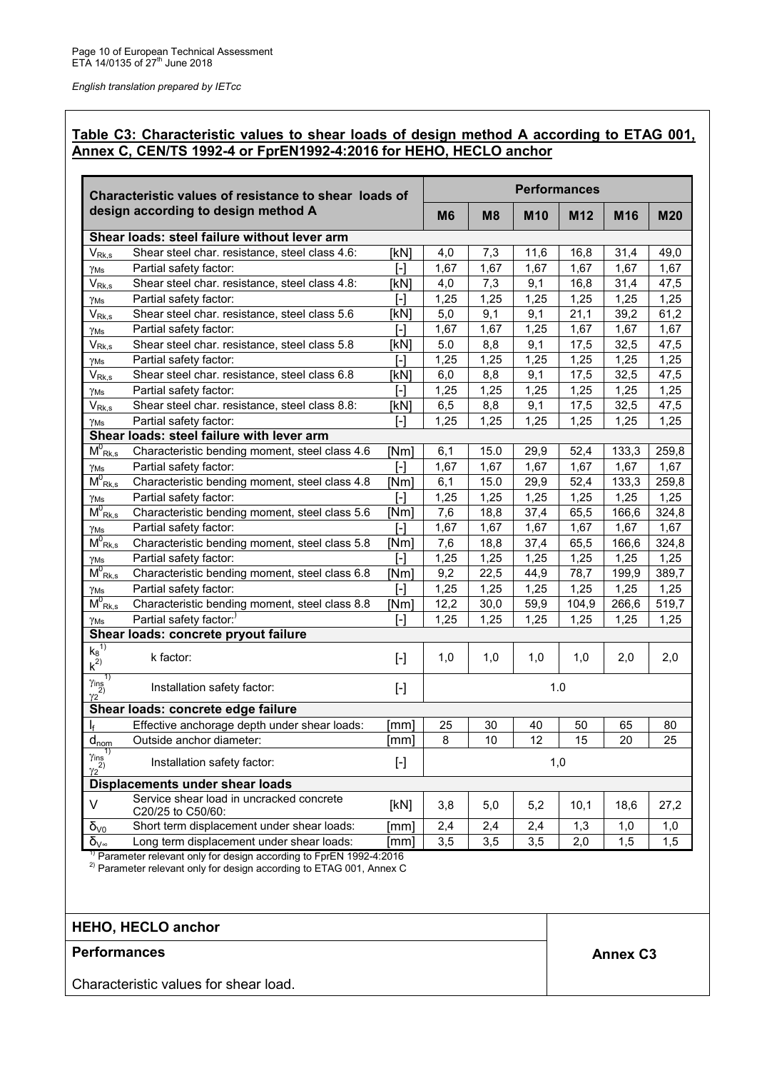*English translation prepared by IETcc*

## Table C3: Characteristic values to shear loads of design method A according to ETAG 001, Annex C, CEN/TS 1992-4 or FprEN1992-4:2016 for HEHO, HECLO anchor

| Characteristic values of resistance to shear loads of design according to design method A | | | Performances | | | | | |
|---|---|---|---|---|---|---|---|---|
| | | | M6 | M8 | M10 | M12 | M16 | M20 |
| **Shear loads: steel failure without lever arm** | | | | | | | | |
| $V_{Rk,s}$ | Shear steel char. resistance, steel class 4.6: | [kN] | 4,0 | 7,3 | 11,6 | 16,8 | 31,4 | 49,0 |
| $\gamma_{Ms}$ | Partial safety factor: | [-] | 1,67 | 1,67 | 1,67 | 1,67 | 1,67 | 1,67 |
| $V_{Rk,s}$ | Shear steel char. resistance, steel class 4.8: | [kN] | 4,0 | 7,3 | 9,1 | 16,8 | 31,4 | 47,5 |
| $\gamma_{Ms}$ | Partial safety factor: | [-] | 1,25 | 1,25 | 1,25 | 1,25 | 1,25 | 1,25 |
| $V_{Rk,s}$ | Shear steel char. resistance, steel class 5.6 | [kN] | 5,0 | 9,1 | 9,1 | 21,1 | 39,2 | 61,2 |
| $\gamma_{Ms}$ | Partial safety factor: | [-] | 1,67 | 1,67 | 1,25 | 1,67 | 1,67 | 1,67 |
| $V_{Rk,s}$ | Shear steel char. resistance, steel class 5.8 | [kN] | 5.0 | 8,8 | 9,1 | 17,5 | 32,5 | 47,5 |
| $\gamma_{Ms}$ | Partial safety factor: | [-] | 1,25 | 1,25 | 1,25 | 1,25 | 1,25 | 1,25 |
| $V_{Rk,s}$ | Shear steel char. resistance, steel class 6.8 | [kN] | 6,0 | 8,8 | 9,1 | 17,5 | 32,5 | 47,5 |
| $\gamma_{Ms}$ | Partial safety factor: | [-] | 1,25 | 1,25 | 1,25 | 1,25 | 1,25 | 1,25 |
| $V_{Rk,s}$ | Shear steel char. resistance, steel class 8.8: | [kN] | 6,5 | 8,8 | 9,1 | 17,5 | 32,5 | 47,5 |
| $\gamma_{Ms}$ | Partial safety factor: | [-] | 1,25 | 1,25 | 1,25 | 1,25 | 1,25 | 1,25 |
| **Shear loads: steel failure with lever arm** | | | | | | | | |
| $M^0_{Rk,s}$ | Characteristic bending moment, steel class 4.6 | [Nm] | 6,1 | 15.0 | 29,9 | 52,4 | 133,3 | 259,8 |
| $\gamma_{Ms}$ | Partial safety factor: | [-] | 1,67 | 1,67 | 1,67 | 1,67 | 1,67 | 1,67 |
| $M^0_{Rk,s}$ | Characteristic bending moment, steel class 4.8 | [Nm] | 6,1 | 15.0 | 29,9 | 52,4 | 133,3 | 259,8 |
| $\gamma_{Ms}$ | Partial safety factor: | [-] | 1,25 | 1,25 | 1,25 | 1,25 | 1,25 | 1,25 |
| $M^0_{Rk,s}$ | Characteristic bending moment, steel class 5.6 | [Nm] | 7,6 | 18,8 | 37,4 | 65,5 | 166,6 | 324,8 |
| $\gamma_{Ms}$ | Partial safety factor: | [-] | 1,67 | 1,67 | 1,67 | 1,67 | 1,67 | 1,67 |
| $M^0_{Rk,s}$ | Characteristic bending moment, steel class 5.8 | [Nm] | 7,6 | 18,8 | 37,4 | 65,5 | 166,6 | 324,8 |
| $\gamma_{Ms}$ | Partial safety factor: | [-] | 1,25 | 1,25 | 1,25 | 1,25 | 1,25 | 1,25 |
| $M^0_{Rk,s}$ | Characteristic bending moment, steel class 6.8 | [Nm] | 9,2 | 22,5 | 44,9 | 78,7 | 199,9 | 389,7 |
| $\gamma_{Ms}$ | Partial safety factor: | [-] | 1,25 | 1,25 | 1,25 | 1,25 | 1,25 | 1,25 |
| $M^0_{Rk,s}$ | Characteristic bending moment, steel class 8.8 | [Nm] | 12,2 | 30,0 | 59,9 | 104,9 | 266,6 | 519,7 |
| $\gamma_{Ms}$ | Partial safety factor: | [-] | 1,25 | 1,25 | 1,25 | 1,25 | 1,25 | 1,25 |
| **Shear loads: concrete pryout failure** | | | | | | | | |
| $k_8$[1] $k$[2] | k factor: | [-] | 1,0 | 1,0 | 1,0 | 1,0 | 2,0 | 2,0 |
| $\gamma_{ins}$[1] $\gamma_2$[2] | Installation safety factor: | [-] | 1.0 | | | | | |
| **Shear loads: concrete edge failure** | | | | | | | | |
| $l_f$ | Effective anchorage depth under shear loads: | [mm] | 25 | 30 | 40 | 50 | 65 | 80 |
| $d_{nom}$ | Outside anchor diameter: | [mm] | 8 | 10 | 12 | 15 | 20 | 25 |
| $\gamma_{ins}$[1] $\gamma_2$[2] | Installation safety factor: | [-] | 1,0 | | | | | |
| **Displacements under shear loads** | | | | | | | | |
| V | Service shear load in uncracked concrete C20/25 to C50/60: | [kN] | 3,8 | 5,0 | 5,2 | 10,1 | 18,6 | 27,2 |
| $\delta_{V0}$ | Short term displacement under shear loads: | [mm] | 2,4 | 2,4 | 2,4 | 1,3 | 1,0 | 1,0 |
| $\delta_{V\infty}$ | Long term displacement under shear loads: | [mm] | 3,5 | 3,5 | 3,5 | 2,0 | 1,5 | 1,5 |

[1] Parameter relevant only for design according to FprEN 1992-4:2016

[2] Parameter relevant only for design according to ETAG 001, Annex C

| | |
|---|---|
| **HEHO, HECLO anchor** | **Annex C3** |
| **Performances** | |
| Characteristic values for shear load. | |